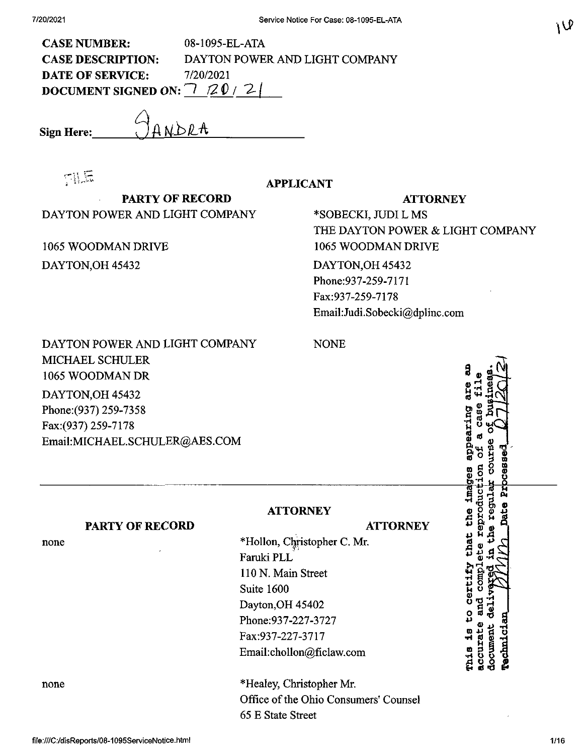**CASE NUMBER:** 08-1095-EL-ATA
**CASE DESCRIPTION:** DAYTON POWER AND LIGHT COMPANY
**DATE OF SERVICE:** 7/20/2021
**DOCUMENT SIGNED ON:** 7/20/21

**Sign Here:** SANDRA

FILE

## APPLICANT

| PARTY OF RECORD | ATTORNEY |
|---|---|
| DAYTON POWER AND LIGHT COMPANY<br><br>1065 WOODMAN DRIVE<br>DAYTON,OH 45432 | *SOBECKI, JUDI L MS<br>THE DAYTON POWER & LIGHT COMPANY<br>1065 WOODMAN DRIVE<br>DAYTON,OH 45432<br>Phone:937-259-7171<br>Fax:937-259-7178<br>Email:Judi.Sobecki@dplinc.com |
| DAYTON POWER AND LIGHT COMPANY<br>MICHAEL SCHULER<br>1065 WOODMAN DR<br>DAYTON,OH 45432<br>Phone:(937) 259-7358<br>Fax:(937) 259-7178<br>Email:MICHAEL.SCHULER@AES.COM | NONE |

This is to certify that the images appearing are an accurate and complete reproduction of a case file document delivered in the regular course of business.
Technician BMM Date Processed 07/20/21

## ATTORNEY

| PARTY OF RECORD | ATTORNEY |
|---|---|
| none | *Hollon, Christopher C. Mr.<br>Faruki PLL<br>110 N. Main Street<br>Suite 1600<br>Dayton,OH 45402<br>Phone:937-227-3727<br>Fax:937-227-3717<br>Email:chollon@ficlaw.com |
| none | *Healey, Christopher Mr.<br>Office of the Ohio Consumers' Counsel<br>65 E State Street |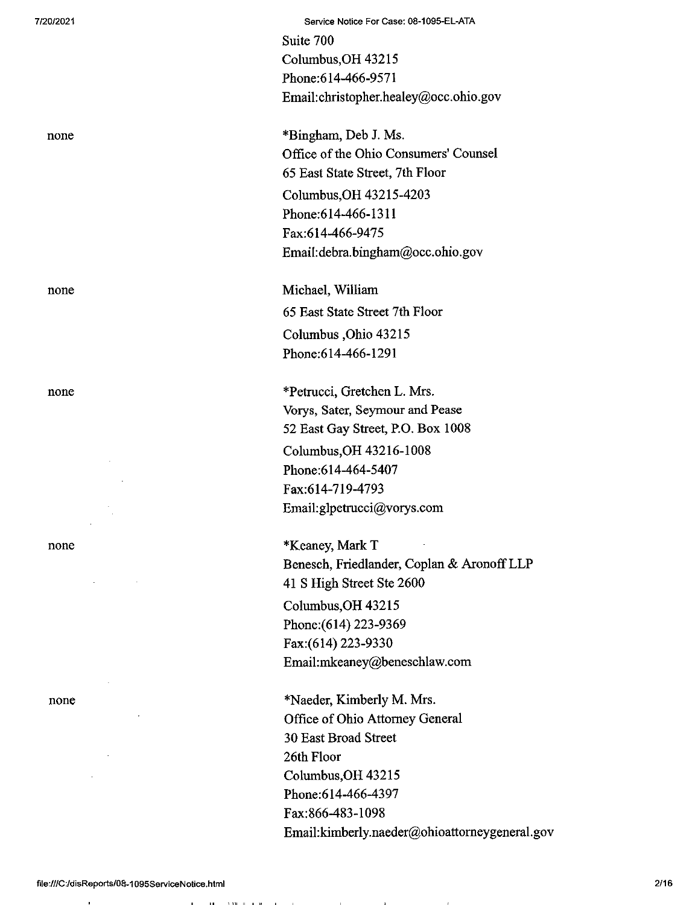Suite 700
Columbus,OH 43215
Phone:614-466-9571
Email:christopher.healey@occ.ohio.gov

none

*Bingham, Deb J. Ms.
Office of the Ohio Consumers' Counsel
65 East State Street, 7th Floor
Columbus,OH 43215-4203
Phone:614-466-1311
Fax:614-466-9475
Email:debra.bingham@occ.ohio.gov

none

Michael, William
65 East State Street 7th Floor
Columbus ,Ohio 43215
Phone:614-466-1291

none

*Petrucci, Gretchen L. Mrs.
Vorys, Sater, Seymour and Pease
52 East Gay Street, P.O. Box 1008
Columbus,OH 43216-1008
Phone:614-464-5407
Fax:614-719-4793
Email:glpetrucci@vorys.com

none

*Keaney, Mark T
Benesch, Friedlander, Coplan & Aronoff LLP
41 S High Street Ste 2600
Columbus,OH 43215
Phone:(614) 223-9369
Fax:(614) 223-9330
Email:mkeaney@beneschlaw.com

none

*Naeder, Kimberly M. Mrs.
Office of Ohio Attorney General
30 East Broad Street
26th Floor
Columbus,OH 43215
Phone:614-466-4397
Fax:866-483-1098
Email:kimberly.naeder@ohioattorneygeneral.gov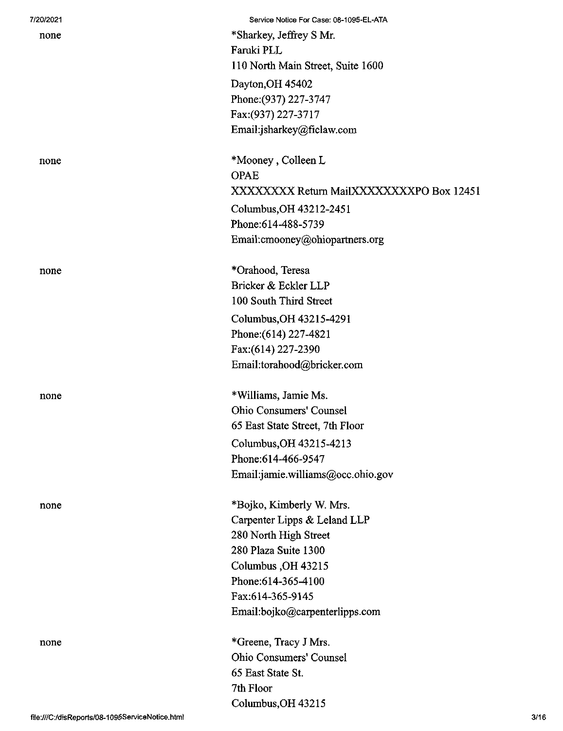| | |
|---|---|
| none | *Sharkey, Jeffrey S Mr.<br>Faruki PLL<br>110 North Main Street, Suite 1600<br>Dayton,OH 45402<br>Phone:(937) 227-3747<br>Fax:(937) 227-3717<br>Email:jsharkey@ficlaw.com |
| none | *Mooney , Colleen L<br>OPAE<br>XXXXXXXX Return MailXXXXXXXXXPO Box 12451<br>Columbus,OH 43212-2451<br>Phone:614-488-5739<br>Email:cmooney@ohiopartners.org |
| none | *Orahood, Teresa<br>Bricker & Eckler LLP<br>100 South Third Street<br>Columbus,OH 43215-4291<br>Phone:(614) 227-4821<br>Fax:(614) 227-2390<br>Email:torahood@bricker.com |
| none | *Williams, Jamie Ms.<br>Ohio Consumers' Counsel<br>65 East State Street, 7th Floor<br>Columbus,OH 43215-4213<br>Phone:614-466-9547<br>Email:jamie.williams@occ.ohio.gov |
| none | *Bojko, Kimberly W. Mrs.<br>Carpenter Lipps & Leland LLP<br>280 North High Street<br>280 Plaza Suite 1300<br>Columbus ,OH 43215<br>Phone:614-365-4100<br>Fax:614-365-9145<br>Email:bojko@carpenterlipps.com |
| none | *Greene, Tracy J Mrs.<br>Ohio Consumers' Counsel<br>65 East State St.<br>7th Floor<br>Columbus,OH 43215 |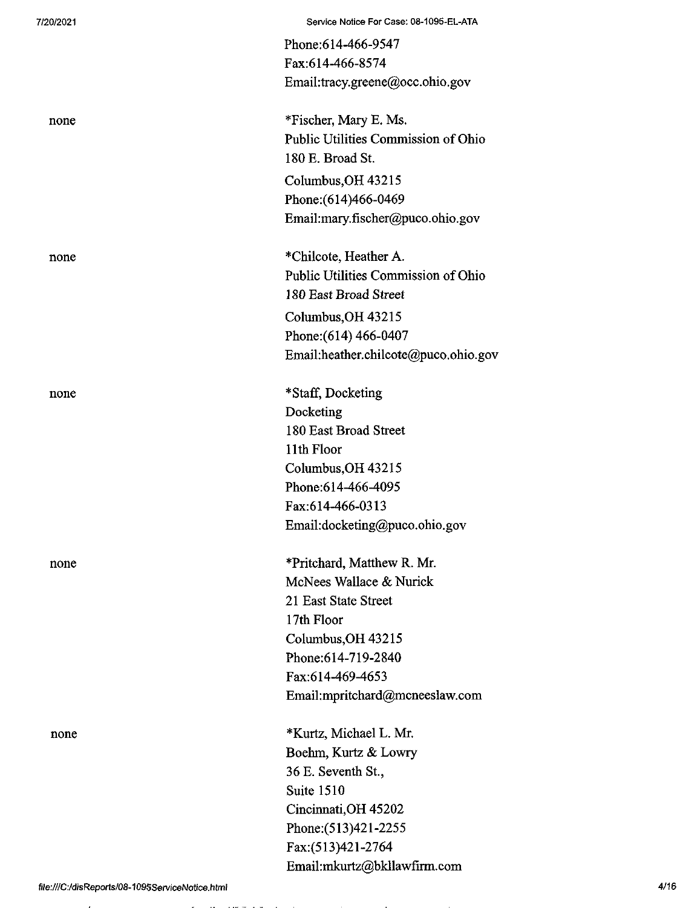Phone:614-466-9547
Fax:614-466-8574
Email:tracy.greene@occ.ohio.gov

| | |
|---|---|
| none | *Fischer, Mary E. Ms.<br>Public Utilities Commission of Ohio<br>180 E. Broad St.<br>Columbus,OH 43215<br>Phone:(614)466-0469<br>Email:mary.fischer@puco.ohio.gov |
| none | *Chilcote, Heather A.<br>Public Utilities Commission of Ohio<br>*180 East Broad Street*<br>Columbus,OH 43215<br>Phone:(614) 466-0407<br>Email:heather.chilcote@puco.ohio.gov |
| none | *Staff, Docketing<br>Docketing<br>180 East Broad Street<br>11th Floor<br>Columbus,OH 43215<br>Phone:614-466-4095<br>Fax:614-466-0313<br>Email:docketing@puco.ohio.gov |
| none | *Pritchard, Matthew R. Mr.<br>McNees Wallace & Nurick<br>21 East State Street<br>17th Floor<br>Columbus,OH 43215<br>Phone:614-719-2840<br>Fax:614-469-4653<br>Email:mpritchard@mcneeslaw.com |
| none | *Kurtz, Michael L. Mr.<br>Boehm, Kurtz & Lowry<br>36 E. Seventh St.,<br>Suite 1510<br>Cincinnati,OH 45202<br>Phone:(513)421-2255<br>Fax:(513)421-2764<br>Email:mkurtz@bkllawfirm.com |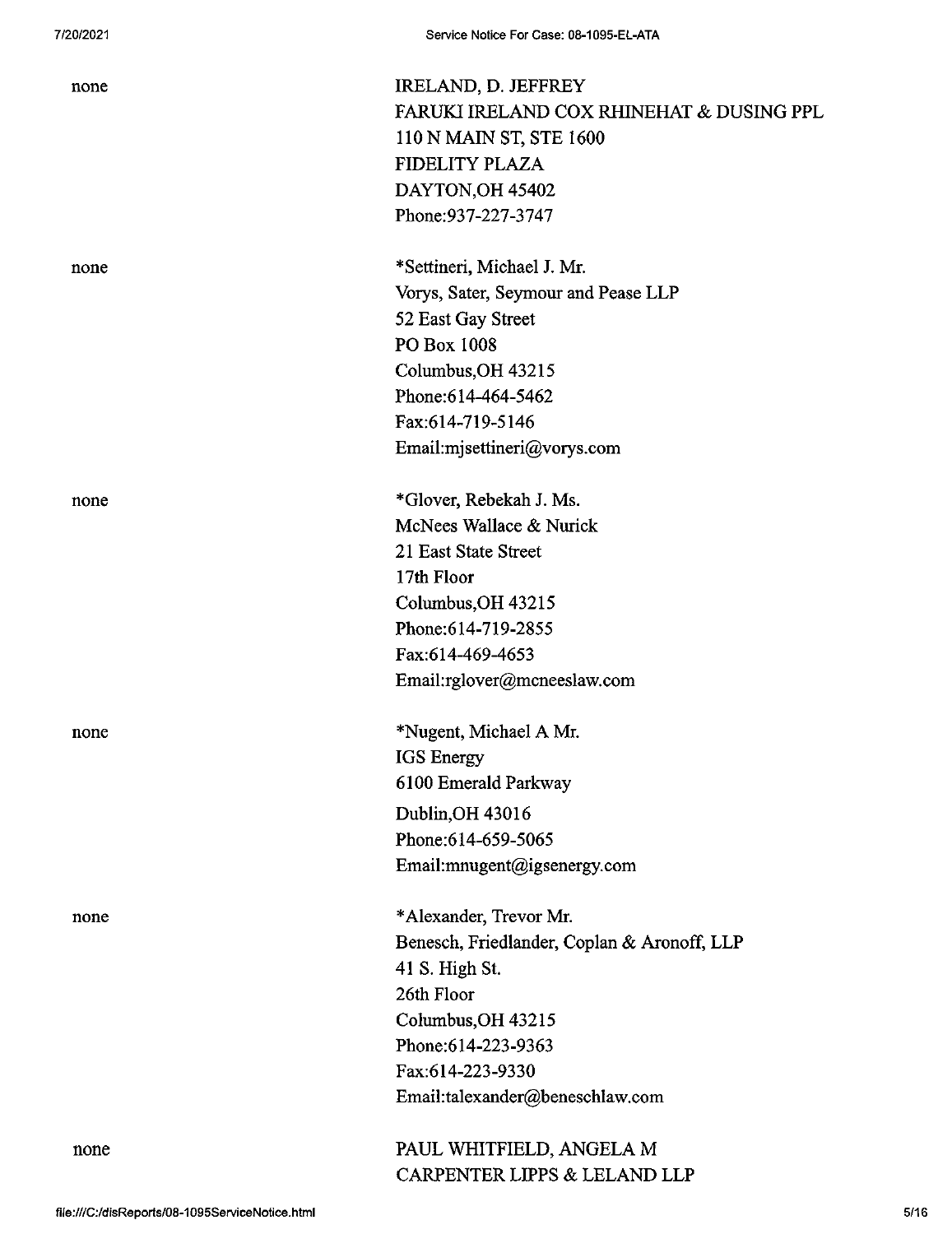none

IRELAND, D. JEFFREY
FARUKI IRELAND COX RHINEHAT & DUSING PPL
110 N MAIN ST, STE 1600
FIDELITY PLAZA
DAYTON,OH 45402
Phone:937-227-3747

none

*Settineri, Michael J. Mr.
Vorys, Sater, Seymour and Pease LLP
52 East Gay Street
PO Box 1008
Columbus,OH 43215
Phone:614-464-5462
Fax:614-719-5146
Email:mjsettineri@vorys.com

none

*Glover, Rebekah J. Ms.
McNees Wallace & Nurick
21 East State Street
17th Floor
Columbus,OH 43215
Phone:614-719-2855
Fax:614-469-4653
Email:rglover@mcneeslaw.com

none

*Nugent, Michael A Mr.
IGS Energy
6100 Emerald Parkway
Dublin,OH 43016
Phone:614-659-5065
Email:mnugent@igsenergy.com

none

*Alexander, Trevor Mr.
Benesch, Friedlander, Coplan & Aronoff, LLP
41 S. High St.
26th Floor
Columbus,OH 43215
Phone:614-223-9363
Fax:614-223-9330
Email:talexander@beneschlaw.com

none

PAUL WHITFIELD, ANGELA M
CARPENTER LIPPS & LELAND LLP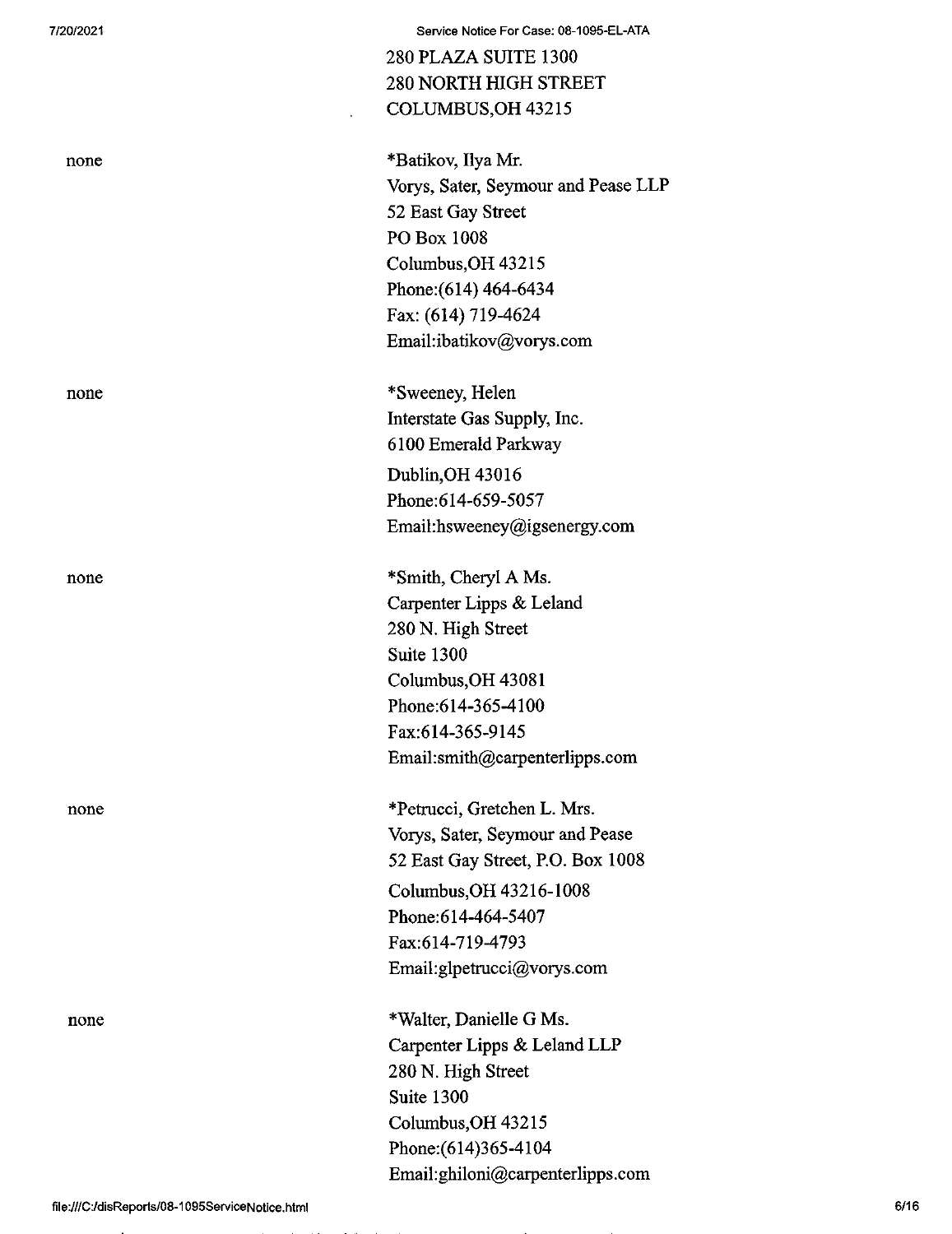280 PLAZA SUITE 1300
280 NORTH HIGH STREET
COLUMBUS,OH 43215

| | |
|---|---|
| none | *Batikov, Ilya Mr.<br>Vorys, Sater, Seymour and Pease LLP<br>52 East Gay Street<br>PO Box 1008<br>Columbus,OH 43215<br>Phone:(614) 464-6434<br>Fax: (614) 719-4624<br>Email:ibatikov@vorys.com |
| none | *Sweeney, Helen<br>Interstate Gas Supply, Inc.<br>6100 Emerald Parkway<br>Dublin,OH 43016<br>Phone:614-659-5057<br>Email:hsweeney@igsenergy.com |
| none | *Smith, Cheryl A Ms.<br>Carpenter Lipps & Leland<br>280 N. High Street<br>Suite 1300<br>Columbus,OH 43081<br>Phone:614-365-4100<br>Fax:614-365-9145<br>Email:smith@carpenterlipps.com |
| none | *Petrucci, Gretchen L. Mrs.<br>Vorys, Sater, Seymour and Pease<br>52 East Gay Street, P.O. Box 1008<br>Columbus,OH 43216-1008<br>Phone:614-464-5407<br>Fax:614-719-4793<br>Email:glpetrucci@vorys.com |
| none | *Walter, Danielle G Ms.<br>Carpenter Lipps & Leland LLP<br>280 N. High Street<br>Suite 1300<br>Columbus,OH 43215<br>Phone:(614)365-4104<br>Email:ghiloni@carpenterlipps.com |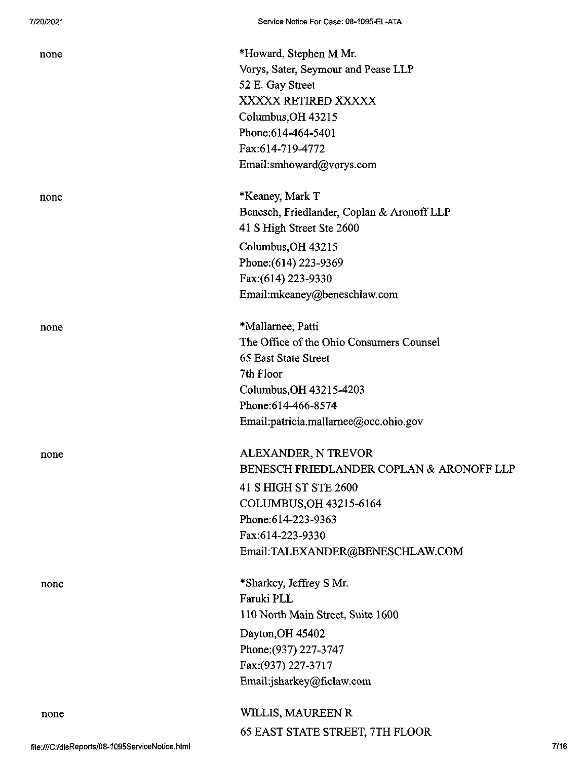none

*Howard, Stephen M Mr.
Vorys, Sater, Seymour and Pease LLP
52 E. Gay Street
XXXXX RETIRED XXXXX
Columbus,OH 43215
Phone:614-464-5401
Fax:614-719-4772
Email:smhoward@vorys.com

none

*Keaney, Mark T
Benesch, Friedlander, Coplan & Aronoff LLP
41 S High Street Ste 2600
Columbus,OH 43215
Phone:(614) 223-9369
Fax:(614) 223-9330
Email:mkeaney@beneschlaw.com

none

*Mallarnee, Patti
The Office of the Ohio Consumers Counsel
65 East State Street
7th Floor
Columbus,OH 43215-4203
Phone:614-466-8574
Email:patricia.mallarnee@occ.ohio.gov

none

ALEXANDER, N TREVOR
BENESCH FRIEDLANDER COPLAN & ARONOFF LLP
41 S HIGH ST STE 2600
COLUMBUS,OH 43215-6164
Phone:614-223-9363
Fax:614-223-9330
Email:TALEXANDER@BENESCHLAW.COM

none

*Sharkey, Jeffrey S Mr.
Faruki PLL
110 North Main Street, Suite 1600
Dayton,OH 45402
Phone:(937) 227-3747
Fax:(937) 227-3717
Email:jsharkey@ficlaw.com

none

WILLIS, MAUREEN R
65 EAST STATE STREET, 7TH FLOOR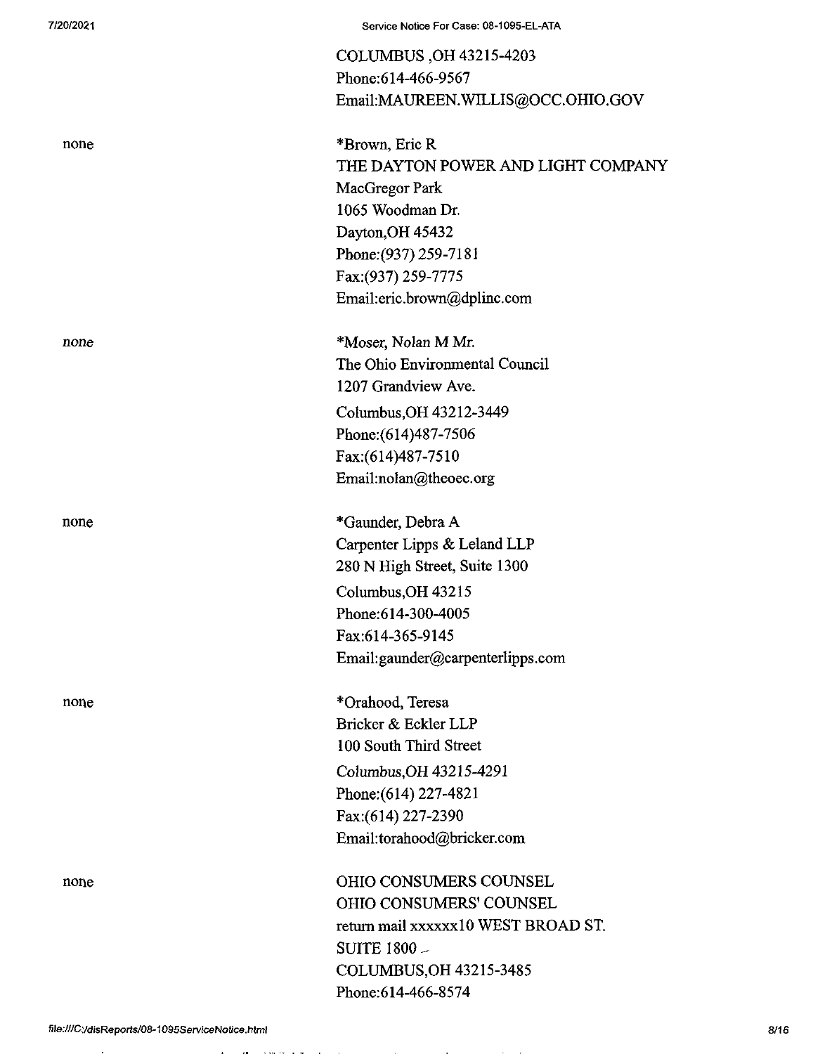COLUMBUS ,OH 43215-4203
Phone:614-466-9567
Email:MAUREEN.WILLIS@OCC.OHIO.GOV

| | |
|---|---|
| none | *Brown, Eric R<br>THE DAYTON POWER AND LIGHT COMPANY<br>MacGregor Park<br>1065 Woodman Dr.<br>Dayton,OH 45432<br>Phone:(937) 259-7181<br>Fax:(937) 259-7775<br>Email:eric.brown@dplinc.com |
| none | *Moser, Nolan M Mr.<br>The Ohio Environmental Council<br>1207 Grandview Ave.<br>Columbus,OH 43212-3449<br>Phone:(614)487-7506<br>Fax:(614)487-7510<br>Email:nolan@theoec.org |
| none | *Gaunder, Debra A<br>Carpenter Lipps & Leland LLP<br>280 N High Street, Suite 1300<br>Columbus,OH 43215<br>Phone:614-300-4005<br>Fax:614-365-9145<br>Email:gaunder@carpenterlipps.com |
| none | *Orahood, Teresa<br>Bricker & Eckler LLP<br>100 South Third Street<br>Columbus,OH 43215-4291<br>Phone:(614) 227-4821<br>Fax:(614) 227-2390<br>Email:torahood@bricker.com |
| none | OHIO CONSUMERS COUNSEL<br>OHIO CONSUMERS' COUNSEL<br>return mail xxxxxx10 WEST BROAD ST.<br>SUITE 1800<br>COLUMBUS,OH 43215-3485<br>Phone:614-466-8574 |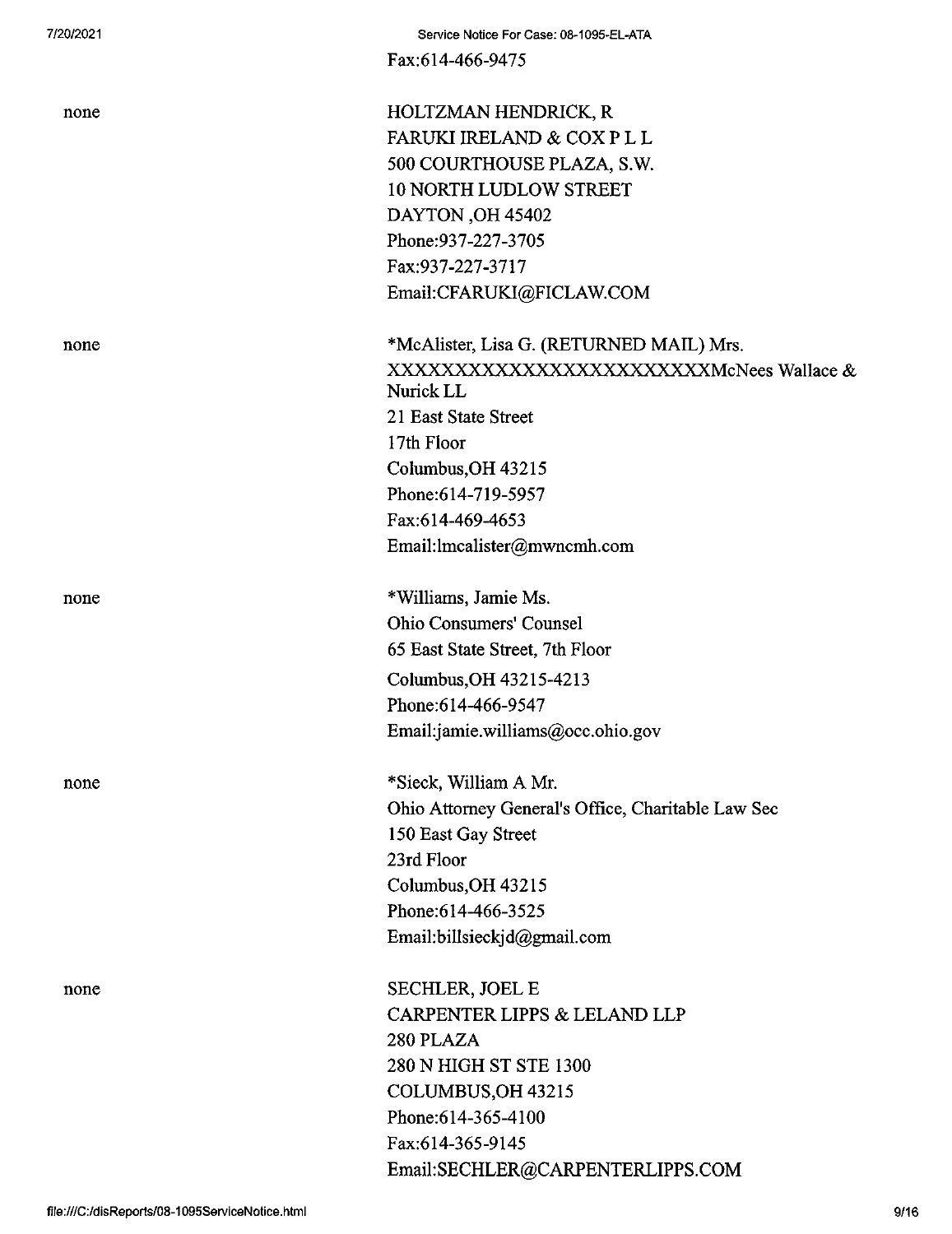Fax:614-466-9475

| | |
|---|---|
| none | HOLTZMAN HENDRICK, R<br>FARUKI IRELAND & COX P L L<br>500 COURTHOUSE PLAZA, S.W.<br>10 NORTH LUDLOW STREET<br>DAYTON ,OH 45402<br>Phone:937-227-3705<br>Fax:937-227-3717<br>Email:CFARUKI@FICLAW.COM |
| none | *McAlister, Lisa G. (RETURNED MAIL) Mrs.<br>XXXXXXXXXXXXXXXXXXXXXXXXMcNees Wallace & Nurick LL<br>21 East State Street<br>17th Floor<br>Columbus,OH 43215<br>Phone:614-719-5957<br>Fax:614-469-4653<br>Email:lmcalister@mwncmh.com |
| none | *Williams, Jamie Ms.<br>Ohio Consumers' Counsel<br>65 East State Street, 7th Floor<br>Columbus,OH 43215-4213<br>Phone:614-466-9547<br>Email:jamie.williams@occ.ohio.gov |
| none | *Sieck, William A Mr.<br>Ohio Attorney General's Office, Charitable Law Sec<br>150 East Gay Street<br>23rd Floor<br>Columbus,OH 43215<br>Phone:614-466-3525<br>Email:billsieckjd@gmail.com |
| none | SECHLER, JOEL E<br>CARPENTER LIPPS & LELAND LLP<br>280 PLAZA<br>280 N HIGH ST STE 1300<br>COLUMBUS,OH 43215<br>Phone:614-365-4100<br>Fax:614-365-9145<br>Email:SECHLER@CARPENTERLIPPS.COM |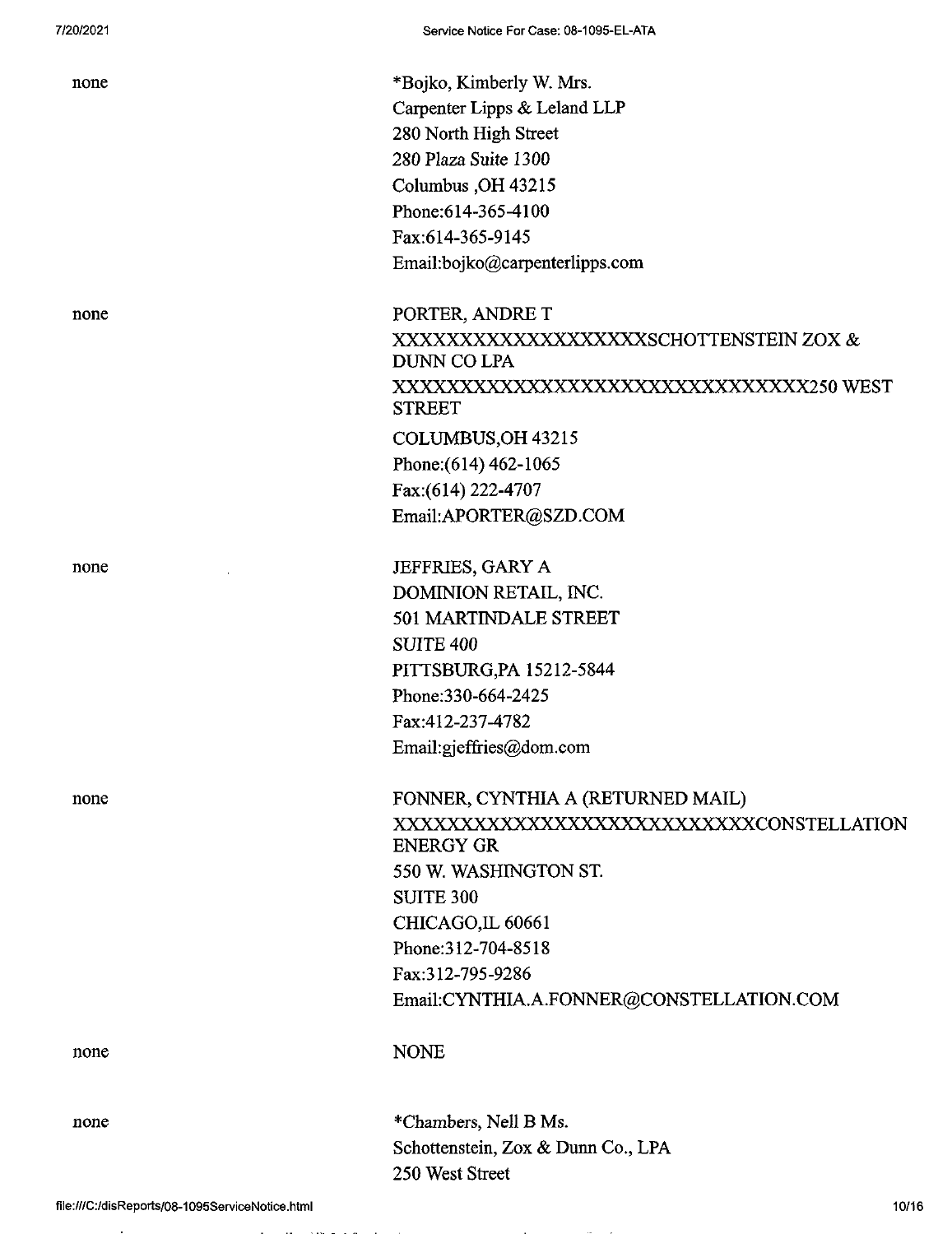| | |
|---|---|
| none | *Bojko, Kimberly W. Mrs.<br>Carpenter Lipps & Leland LLP<br>280 North High Street<br>280 Plaza Suite 1300<br>Columbus ,OH 43215<br>Phone:614-365-4100<br>Fax:614-365-9145<br>Email:bojko@carpenterlipps.com |
| none | PORTER, ANDRE T<br>XXXXXXXXXXXXXXXXXXXSCHOTTENSTEIN ZOX & DUNN CO LPA<br>XXXXXXXXXXXXXXXXXXXXXXXXXXXXXXX250 WEST STREET<br>COLUMBUS,OH 43215<br>Phone:(614) 462-1065<br>Fax:(614) 222-4707<br>Email:APORTER@SZD.COM |
| none | JEFFRIES, GARY A<br>DOMINION RETAIL, INC.<br>501 MARTINDALE STREET<br>SUITE 400<br>PITTSBURG,PA 15212-5844<br>Phone:330-664-2425<br>Fax:412-237-4782<br>Email:gjeffries@dom.com |
| none | FONNER, CYNTHIA A (RETURNED MAIL)<br>XXXXXXXXXXXXXXXXXXXXXXXXXXXCONSTELLATION ENERGY GR<br>550 W. WASHINGTON ST.<br>SUITE 300<br>CHICAGO,IL 60661<br>Phone:312-704-8518<br>Fax:312-795-9286<br>Email:CYNTHIA.A.FONNER@CONSTELLATION.COM |
| none | NONE |
| none | *Chambers, Nell B Ms.<br>Schottenstein, Zox & Dunn Co., LPA<br>250 West Street |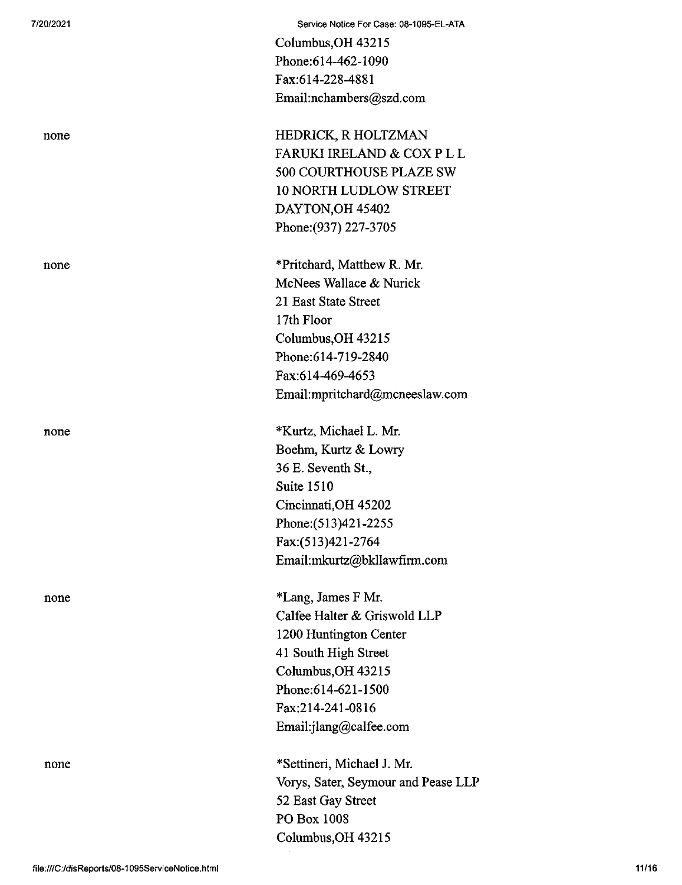Columbus,OH 43215
Phone:614-462-1090
Fax:614-228-4881
Email:nchambers@szd.com

| | |
|---|---|
| none | HEDRICK, R HOLTZMAN<br>FARUKI IRELAND & COX P L L<br>500 COURTHOUSE PLAZE SW<br>10 NORTH LUDLOW STREET<br>DAYTON,OH 45402<br>Phone:(937) 227-3705 |
| none | *Pritchard, Matthew R. Mr.<br>McNees Wallace & Nurick<br>21 East State Street<br>17th Floor<br>Columbus,OH 43215<br>Phone:614-719-2840<br>Fax:614-469-4653<br>Email:mpritchard@mcneeslaw.com |
| none | *Kurtz, Michael L. Mr.<br>Boehm, Kurtz & Lowry<br>36 E. Seventh St.,<br>Suite 1510<br>Cincinnati,OH 45202<br>Phone:(513)421-2255<br>Fax:(513)421-2764<br>Email:mkurtz@bkllawfirm.com |
| none | *Lang, James F Mr.<br>Calfee Halter & Griswold LLP<br>1200 Huntington Center<br>41 South High Street<br>Columbus,OH 43215<br>Phone:614-621-1500<br>Fax:214-241-0816<br>Email:jlang@calfee.com |
| none | *Settineri, Michael J. Mr.<br>Vorys, Sater, Seymour and Pease LLP<br>52 East Gay Street<br>PO Box 1008<br>Columbus,OH 43215 |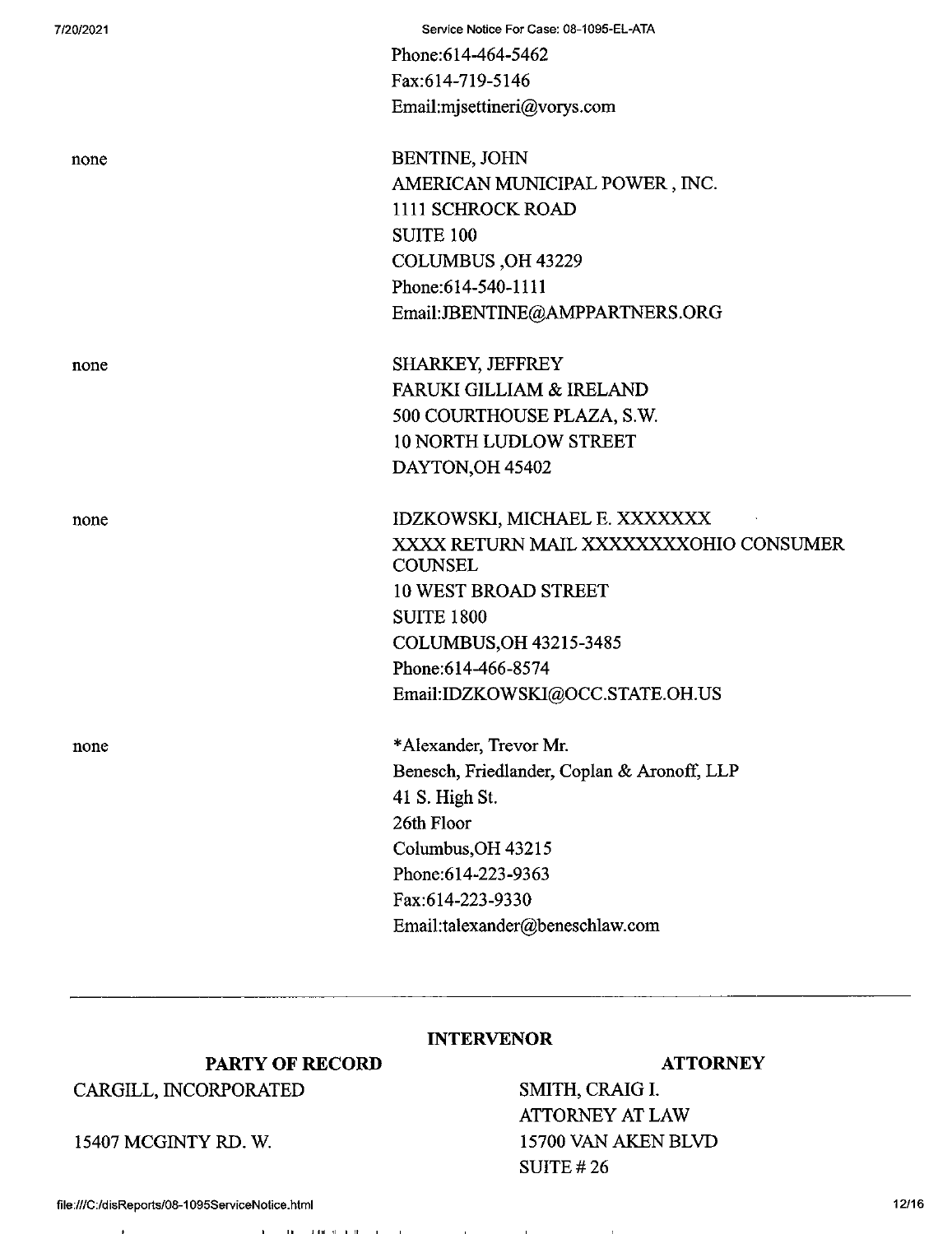| | |
|---|---|
| | Phone:614-464-5462<br>Fax:614-719-5146<br>Email:mjsettineri@vorys.com |
| none | BENTINE, JOHN<br>AMERICAN MUNICIPAL POWER , INC.<br>1111 SCHROCK ROAD<br>SUITE 100<br>COLUMBUS ,OH 43229<br>Phone:614-540-1111<br>Email:JBENTINE@AMPPARTNERS.ORG |
| none | SHARKEY, JEFFREY<br>FARUKI GILLIAM & IRELAND<br>500 COURTHOUSE PLAZA, S.W.<br>10 NORTH LUDLOW STREET<br>DAYTON,OH 45402 |
| none | IDZKOWSKI, MICHAEL E. XXXXXXX<br>XXXX RETURN MAIL XXXXXXXXOHIO CONSUMER COUNSEL<br>10 WEST BROAD STREET<br>SUITE 1800<br>COLUMBUS,OH 43215-3485<br>Phone:614-466-8574<br>Email:IDZKOWSKI@OCC.STATE.OH.US |
| none | *Alexander, Trevor Mr.<br>Benesch, Friedlander, Coplan & Aronoff, LLP<br>41 S. High St.<br>26th Floor<br>Columbus,OH 43215<br>Phone:614-223-9363<br>Fax:614-223-9330<br>Email:talexander@beneschlaw.com |

---

**INTERVENOR**

| PARTY OF RECORD | ATTORNEY |
|---|---|
| CARGILL, INCORPORATED<br><br>15407 MCGINTY RD. W. | SMITH, CRAIG I.<br>ATTORNEY AT LAW<br>15700 VAN AKEN BLVD<br>SUITE # 26 |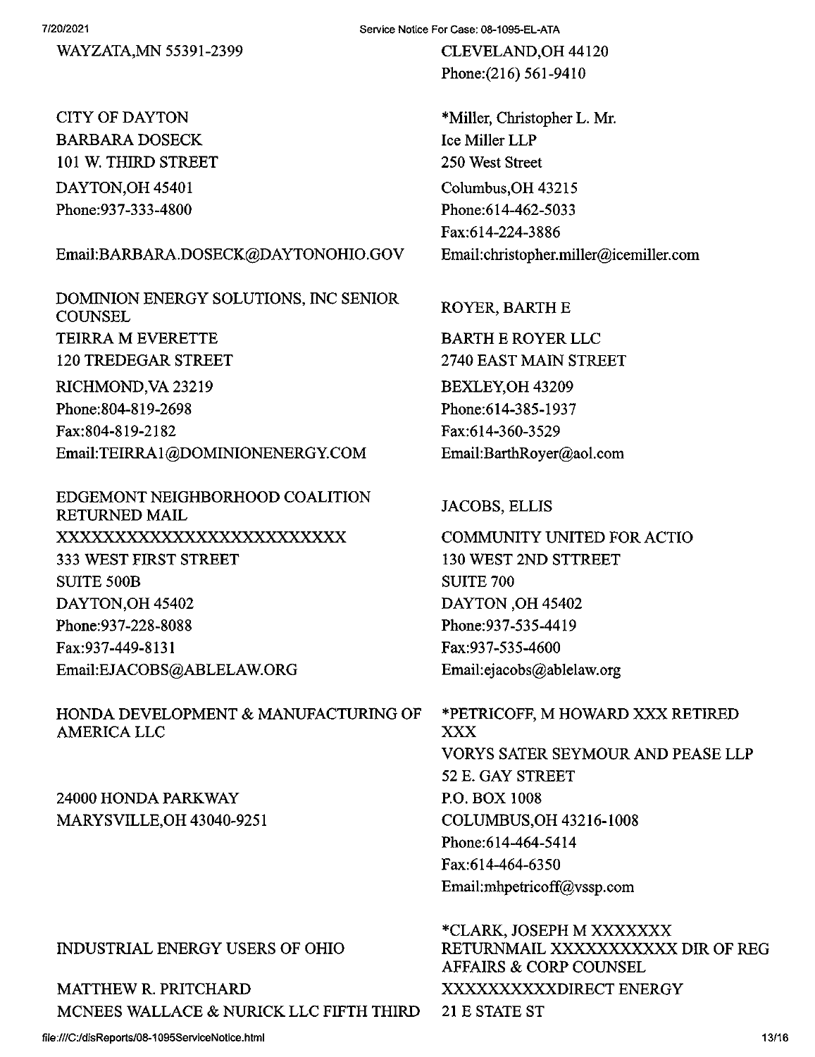WAYZATA,MN 55391-2399

CITY OF DAYTON
BARBARA DOSECK
101 W. THIRD STREET
DAYTON,OH 45401
Phone:937-333-4800

Email:BARBARA.DOSECK@DAYTONOHIO.GOV

DOMINION ENERGY SOLUTIONS, INC SENIOR COUNSEL
TEIRRA M EVERETTE
120 TREDEGAR STREET
RICHMOND,VA 23219
Phone:804-819-2698
Fax:804-819-2182
Email:TEIRRA1@DOMINIONENERGY.COM

EDGEMONT NEIGHBORHOOD COALITION RETURNED MAIL
XXXXXXXXXXXXXXXXXXXXXXXX
333 WEST FIRST STREET
SUITE 500B
DAYTON,OH 45402
Phone:937-228-8088
Fax:937-449-8131
Email:EJACOBS@ABLELAW.ORG

HONDA DEVELOPMENT & MANUFACTURING OF AMERICA LLC

24000 HONDA PARKWAY
MARYSVILLE,OH 43040-9251

INDUSTRIAL ENERGY USERS OF OHIO

MATTHEW R. PRITCHARD
MCNEES WALLACE & NURICK LLC FIFTH THIRD

CLEVELAND,OH 44120
Phone:(216) 561-9410

*Miller, Christopher L. Mr.
Ice Miller LLP
250 West Street
Columbus,OH 43215
Phone:614-462-5033
Fax:614-224-3886
Email:christopher.miller@icemiller.com

ROYER, BARTH E
BARTH E ROYER LLC
2740 EAST MAIN STREET
BEXLEY,OH 43209
Phone:614-385-1937
Fax:614-360-3529
Email:BarthRoyer@aol.com

JACOBS, ELLIS
COMMUNITY UNITED FOR ACTIO
130 WEST 2ND STTREET
SUITE 700
DAYTON ,OH 45402
Phone:937-535-4419
Fax:937-535-4600
Email:ejacobs@ablelaw.org

*PETRICOFF, M HOWARD XXX RETIRED XXX
VORYS SATER SEYMOUR AND PEASE LLP
52 E. GAY STREET
P.O. BOX 1008
COLUMBUS,OH 43216-1008
Phone:614-464-5414
Fax:614-464-6350
Email:mhpetricoff@vssp.com

*CLARK, JOSEPH M XXXXXXX RETURNMAIL XXXXXXXXXXX DIR OF REG AFFAIRS & CORP COUNSEL
XXXXXXXXXXDIRECT ENERGY
21 E STATE ST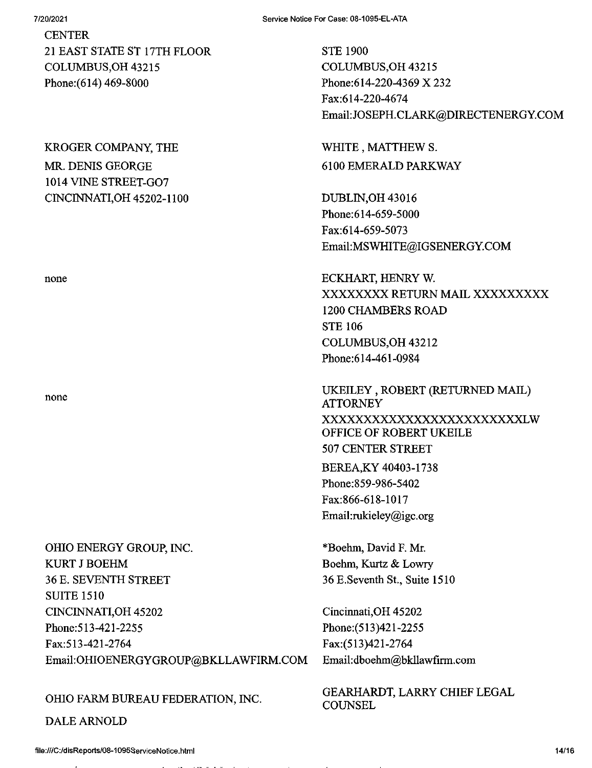CENTER
21 EAST STATE ST 17TH FLOOR
COLUMBUS,OH 43215
Phone:(614) 469-8000

STE 1900
COLUMBUS,OH 43215
Phone:614-220-4369 X 232
Fax:614-220-4674
Email:JOSEPH.CLARK@DIRECTENERGY.COM

KROGER COMPANY, THE
MR. DENIS GEORGE
1014 VINE STREET-GO7
CINCINNATI,OH 45202-1100

WHITE , MATTHEW S.
6100 EMERALD PARKWAY

DUBLIN,OH 43016
Phone:614-659-5000
Fax:614-659-5073
Email:MSWHITE@IGSENERGY.COM

none

ECKHART, HENRY W.
XXXXXXXX RETURN MAIL XXXXXXXXX
1200 CHAMBERS ROAD
STE 106
COLUMBUS,OH 43212
Phone:614-461-0984

none

UKEILEY , ROBERT (RETURNED MAIL)
ATTORNEY
XXXXXXXXXXXXXXXXXXXXXXXXXLW
OFFICE OF ROBERT UKEILE
507 CENTER STREET
BEREA,KY 40403-1738
Phone:859-986-5402
Fax:866-618-1017
Email:rukieley@igc.org

OHIO ENERGY GROUP, INC.
KURT J BOEHM
36 E. SEVENTH STREET
SUITE 1510
CINCINNATI,OH 45202
Phone:513-421-2255
Fax:513-421-2764
Email:OHIOENERGYGROUP@BKLLAWFIRM.COM

*Boehm, David F. Mr.
Boehm, Kurtz & Lowry
36 E.Seventh St., Suite 1510

Cincinnati,OH 45202
Phone:(513)421-2255
Fax:(513)421-2764
Email:dboehm@bkllawfirm.com

OHIO FARM BUREAU FEDERATION, INC.
DALE ARNOLD

GEARHARDT, LARRY CHIEF LEGAL
COUNSEL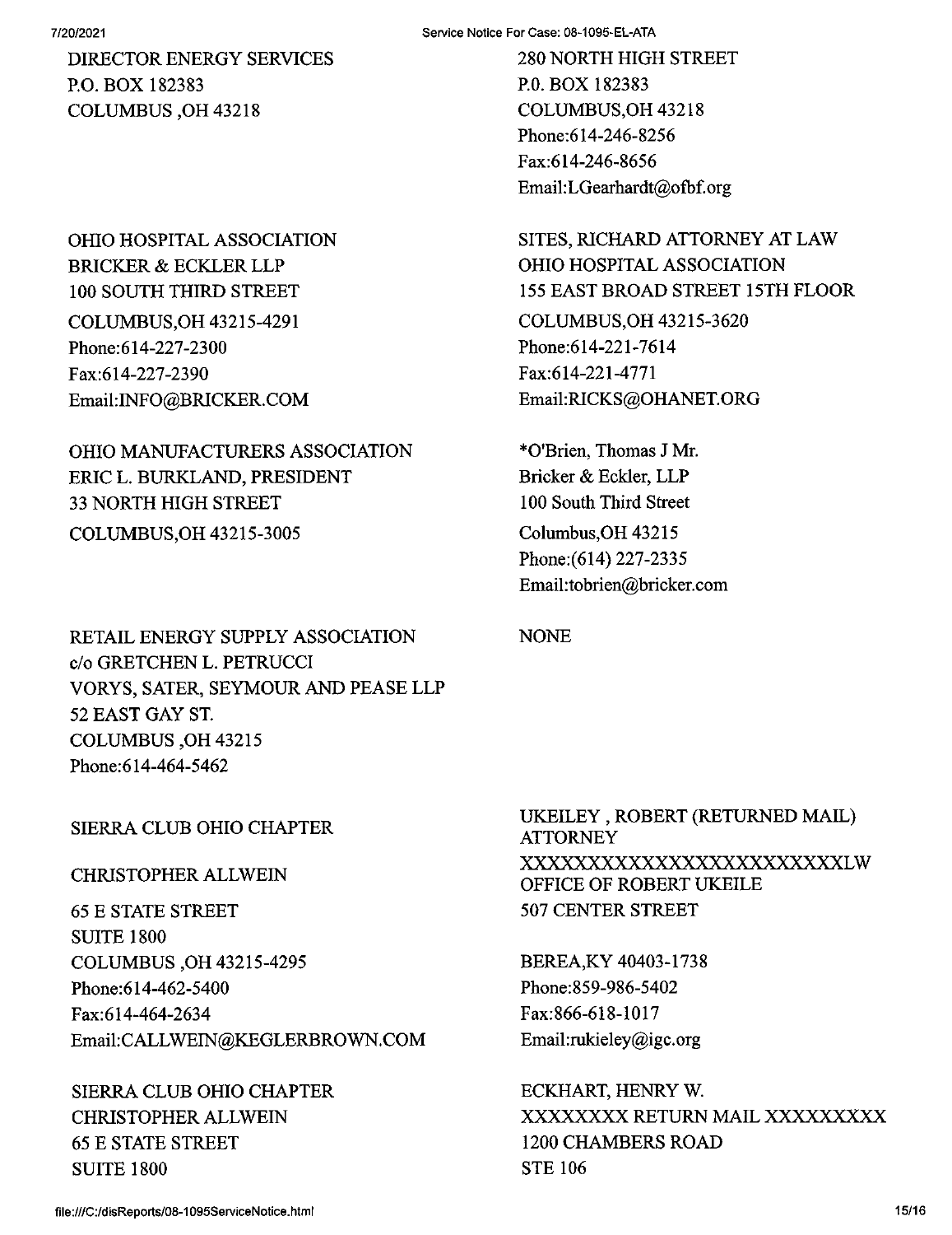DIRECTOR ENERGY SERVICES
P.O. BOX 182383
COLUMBUS ,OH 43218

280 NORTH HIGH STREET
P.0. BOX 182383
COLUMBUS,OH 43218
Phone:614-246-8256
Fax:614-246-8656
Email:LGearhardt@ofbf.org

OHIO HOSPITAL ASSOCIATION
BRICKER & ECKLER LLP
100 SOUTH THIRD STREET
COLUMBUS,OH 43215-4291
Phone:614-227-2300
Fax:614-227-2390
Email:INFO@BRICKER.COM

SITES, RICHARD ATTORNEY AT LAW
OHIO HOSPITAL ASSOCIATION
155 EAST BROAD STREET 15TH FLOOR
COLUMBUS,OH 43215-3620
Phone:614-221-7614
Fax:614-221-4771
Email:RICKS@OHANET.ORG

OHIO MANUFACTURERS ASSOCIATION
ERIC L. BURKLAND, PRESIDENT
33 NORTH HIGH STREET
COLUMBUS,OH 43215-3005

*O'Brien, Thomas J Mr.
Bricker & Eckler, LLP
100 South Third Street
Columbus,OH 43215
Phone:(614) 227-2335
Email:tobrien@bricker.com

RETAIL ENERGY SUPPLY ASSOCIATION
c/o GRETCHEN L. PETRUCCI
VORYS, SATER, SEYMOUR AND PEASE LLP
52 EAST GAY ST.
COLUMBUS ,OH 43215
Phone:614-464-5462

NONE

SIERRA CLUB OHIO CHAPTER

CHRISTOPHER ALLWEIN

65 E STATE STREET
SUITE 1800
COLUMBUS ,OH 43215-4295
Phone:614-462-5400
Fax:614-464-2634
Email:CALLWEIN@KEGLERBROWN.COM

UKEILEY , ROBERT (RETURNED MAIL)
ATTORNEY
XXXXXXXXXXXXXXXXXXXXXXXXXLW
OFFICE OF ROBERT UKEILE
507 CENTER STREET

BEREA,KY 40403-1738
Phone:859-986-5402
Fax:866-618-1017
Email:rukieley@igc.org

SIERRA CLUB OHIO CHAPTER
CHRISTOPHER ALLWEIN
65 E STATE STREET
SUITE 1800

ECKHART, HENRY W.
XXXXXXXX RETURN MAIL XXXXXXXXX
1200 CHAMBERS ROAD
STE 106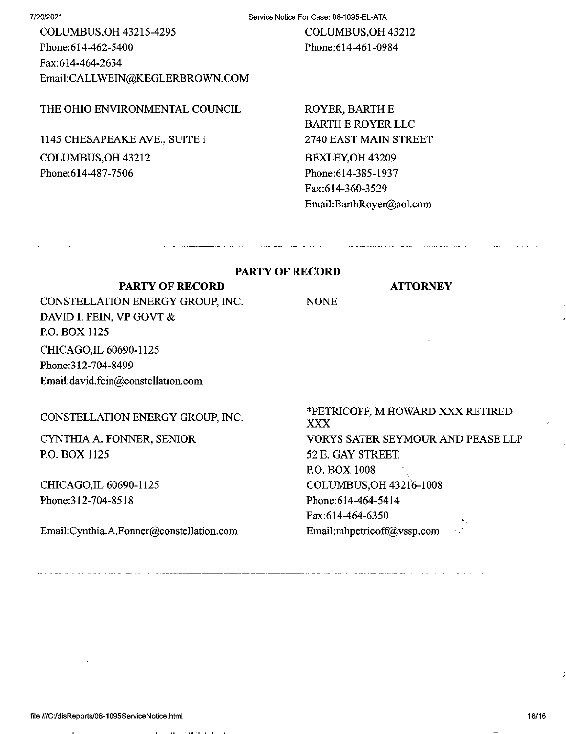| | |
|---|---|
| COLUMBUS,OH 43215-4295<br>Phone:614-462-5400<br>Fax:614-464-2634<br>Email:CALLWEIN@KEGLERBROWN.COM | COLUMBUS,OH 43212<br>Phone:614-461-0984 |
| THE OHIO ENVIRONMENTAL COUNCIL<br><br>1145 CHESAPEAKE AVE., SUITE i<br>COLUMBUS,OH 43212<br>Phone:614-487-7506 | ROYER, BARTH E<br>BARTH E ROYER LLC<br>2740 EAST MAIN STREET<br>BEXLEY,OH 43209<br>Phone:614-385-1937<br>Fax:614-360-3529<br>Email:BarthRoyer@aol.com |

---

**PARTY OF RECORD**

| PARTY OF RECORD | ATTORNEY |
|---|---|
| CONSTELLATION ENERGY GROUP, INC.<br>DAVID I. FEIN, VP GOVT &<br>P.O. BOX 1125<br>CHICAGO,IL 60690-1125<br>Phone:312-704-8499<br>Email:david.fein@constellation.com | NONE |
| CONSTELLATION ENERGY GROUP, INC.<br><br>CYNTHIA A. FONNER, SENIOR<br>P.O. BOX 1125<br><br>CHICAGO,IL 60690-1125<br>Phone:312-704-8518<br><br>Email:Cynthia.A.Fonner@constellation.com | *PETRICOFF, M HOWARD XXX RETIRED XXX<br>VORYS SATER SEYMOUR AND PEASE LLP<br>52 E. GAY STREET<br>P.O. BOX 1008<br>COLUMBUS,OH 43216-1008<br>Phone:614-464-5414<br>Fax:614-464-6350<br>Email:mhpetricoff@vssp.com |